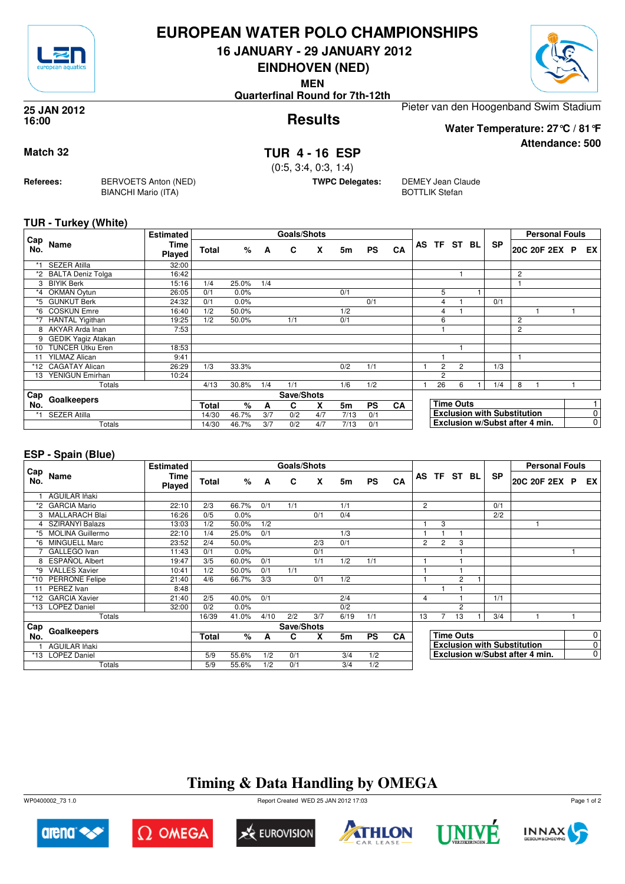# EUROPEAN WATER POLO CHAMPIONSHIPS

## 16 JANUARY - 29 JANUARY 2012

## EINDHOVEN (NED)

**MEN**

**Quarterfinal Round for 7th-12th**

**25 JAN 2012**
**16:00**

## Results

Pieter van den Hoogenband Swim Stadium

**Water Temperature: 27°C / 81°F**

**Attendance: 500**

**Match 32**

## TUR 4 - 16 ESP

(0:5, 3:4, 0:3, 1:4)

**Referees:** BERVOETS Anton (NED), BIANCHI Mario (ITA)

**TWPC Delegates:** DEMEY Jean Claude, BOTTLIK Stefan

### TUR - Turkey (White)

| Cap No. | Name | Estimated Time Played | Total | % | A | C | X | 5m | PS | CA | AS | TF | ST | BL | SP | 20C | 20F | 2EX | P | EX |
|---|---|---|---|---|---|---|---|---|---|---|---|---|---|---|---|---|---|---|---|---|
| *1 | SEZER Atilla | 32:00 | | | | | | | | | | | | | | | | | | |
| *2 | BALTA Deniz Tolga | 16:42 | | | | | | | | | | | 1 | | | 2 | | | | |
| 3 | BIYIK Berk | 15:16 | 1/4 | 25.0% | 1/4 | | | | | | | | | | | 1 | | | | |
| *4 | OKMAN Oytun | 26:05 | 0/1 | 0.0% | | | | 0/1 | | | | 5 | | 1 | | | | | | |
| *5 | GUNKUT Berk | 24:32 | 0/1 | 0.0% | | | | | 0/1 | | | 4 | 1 | | 0/1 | | | | | |
| *6 | COSKUN Emre | 16:40 | 1/2 | 50.0% | | | | 1/2 | | | | 4 | 1 | | | | 1 | | 1 | |
| *7 | HANTAL Yigithan | 19:25 | 1/2 | 50.0% | | 1/1 | | 0/1 | | | | 6 | | | | 2 | | | | |
| 8 | AKYAR Arda Inan | 7:53 | | | | | | | | | | 1 | | | | 2 | | | | |
| 9 | GEDIK Yagiz Atakan | | | | | | | | | | | | | | | | | | | |
| 10 | TUNCER Utku Eren | 18:53 | | | | | | | | | | | 1 | | | | | | | |
| 11 | YILMAZ Alican | 9:41 | | | | | | | | | | 1 | | | | 1 | | | | |
| *12 | CAGATAY Alican | 26:29 | 1/3 | 33.3% | | | | 0/2 | 1/1 | | 1 | 2 | 2 | | 1/3 | | | | | |
| 13 | YENIGUN Emirhan | 10:24 | | | | | | | | | | 2 | | | | | | | | |
| | Totals | | 4/13 | 30.8% | 1/4 | 1/1 | | 1/6 | 1/2 | | 1 | 26 | 6 | 1 | 1/4 | 8 | 1 | | 1 | |

| Cap No. | Goalkeepers | Total | % | A | C | X | 5m | PS | CA |
|---|---|---|---|---|---|---|---|---|---|
| *1 | SEZER Atilla | 14/30 | 46.7% | 3/7 | 0/2 | 4/7 | 7/13 | 0/1 | |
| | Totals | 14/30 | 46.7% | 3/7 | 0/2 | 4/7 | 7/13 | 0/1 | |

| | |
|---|---|
| Time Outs | 1 |
| Exclusion with Substitution | 0 |
| Exclusion w/Subst after 4 min. | 0 |

### ESP - Spain (Blue)

| Cap No. | Name | Estimated Time Played | Total | % | A | C | X | 5m | PS | CA | AS | TF | ST | BL | SP | 20C | 20F | 2EX | P | EX |
|---|---|---|---|---|---|---|---|---|---|---|---|---|---|---|---|---|---|---|---|---|
| 1 | AGUILAR Iñaki | | | | | | | | | | | | | | | | | | | |
| *2 | GARCIA Mario | 22:10 | 2/3 | 66.7% | 0/1 | 1/1 | | 1/1 | | | 2 | | | | 0/1 | | | | | |
| 3 | MALLARACH Blai | 16:26 | 0/5 | 0.0% | | | 0/1 | 0/4 | | | | | | | 2/2 | | | | | |
| 4 | SZIRANYI Balazs | 13:03 | 1/2 | 50.0% | 1/2 | | | | | | 1 | 3 | | | | | 1 | | | |
| *5 | MOLINA Guillermo | 22:10 | 1/4 | 25.0% | 0/1 | | | 1/3 | | | 1 | 1 | 1 | | | | | | | |
| *6 | MINGUELL Marc | 23:52 | 2/4 | 50.0% | | | 2/3 | 0/1 | | | 2 | 2 | 3 | | | | | | | |
| 7 | GALLEGO Ivan | 11:43 | 0/1 | 0.0% | | | 0/1 | | | | | | 1 | | | | | | 1 | |
| 8 | ESPAÑOL Albert | 19:47 | 3/5 | 60.0% | 0/1 | | 1/1 | 1/2 | 1/1 | | 1 | | 1 | | | | | | | |
| *9 | VALLES Xavier | 10:41 | 1/2 | 50.0% | 0/1 | 1/1 | | | | | 1 | | 1 | | | | | | | |
| *10 | PERRONE Felipe | 21:40 | 4/6 | 66.7% | 3/3 | | 0/1 | 1/2 | | | 1 | | 2 | 1 | | | | | | |
| 11 | PEREZ Ivan | 8:48 | | | | | | | | | | 1 | 1 | | | | | | | |
| *12 | GARCIA Xavier | 21:40 | 2/5 | 40.0% | 0/1 | | | 2/4 | | | 4 | | 1 | | 1/1 | | | | | |
| *13 | LOPEZ Daniel | 32:00 | 0/2 | 0.0% | | | | 0/2 | | | | | 2 | | | | | | | |
| | Totals | | 16/39 | 41.0% | 4/10 | 2/2 | 3/7 | 6/19 | 1/1 | | 13 | 7 | 13 | 1 | 3/4 | | 1 | | 1 | |

| Cap No. | Goalkeepers | Total | % | A | C | X | 5m | PS | CA |
|---|---|---|---|---|---|---|---|---|---|
| 1 | AGUILAR Iñaki | | | | | | | | |
| *13 | LOPEZ Daniel | 5/9 | 55.6% | 1/2 | 0/1 | | 3/4 | 1/2 | |
| | Totals | 5/9 | 55.6% | 1/2 | 0/1 | | 3/4 | 1/2 | |

| | |
|---|---|
| Time Outs | 0 |
| Exclusion with Substitution | 0 |
| Exclusion w/Subst after 4 min. | 0 |

## Timing & Data Handling by OMEGA

WP0400002_73 1.0 Report Created WED 25 JAN 2012 17:03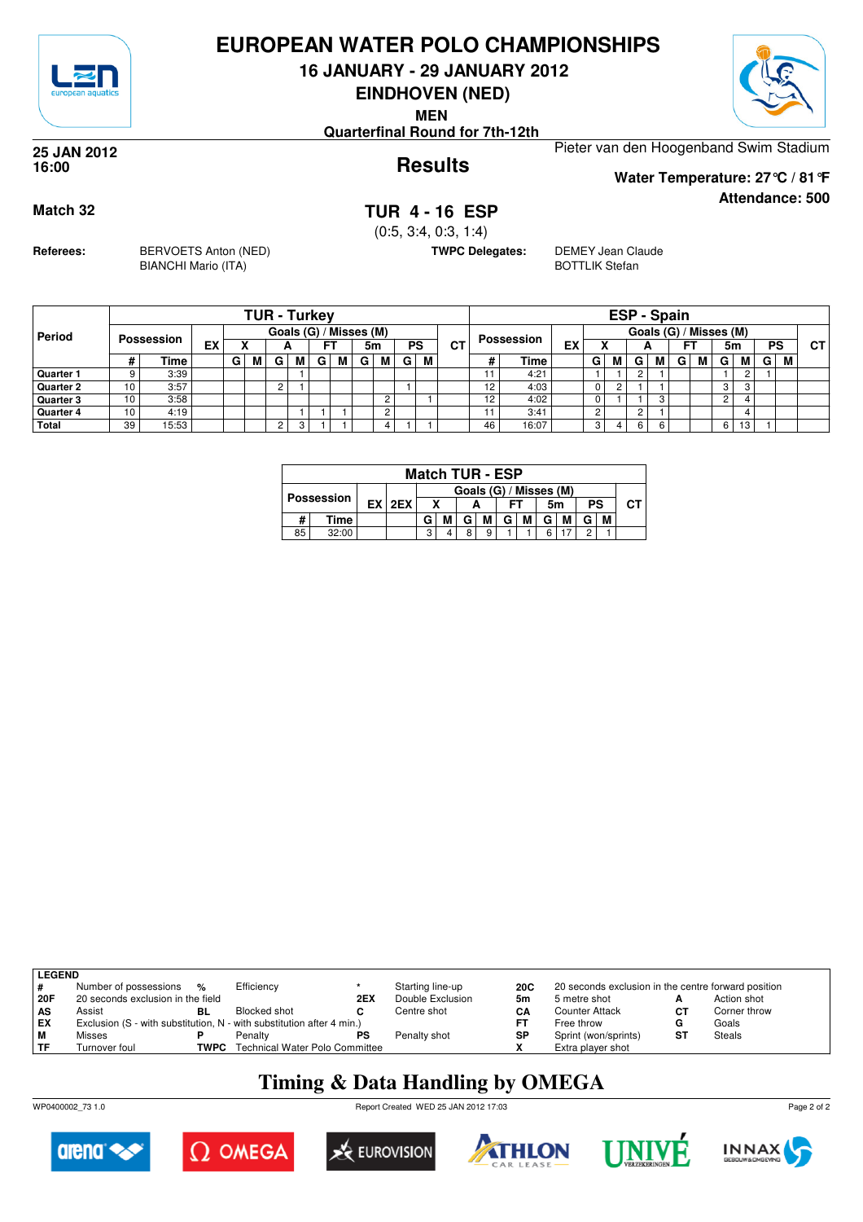# EUROPEAN WATER POLO CHAMPIONSHIPS

## 16 JANUARY - 29 JANUARY 2012

## EINDHOVEN (NED)

**MEN**

**Quarterfinal Round for 7th-12th**

**25 JAN 2012**
**16:00**

Pieter van den Hoogenband Swim Stadium

## Results

**Water Temperature: 27°C / 81°F**

**Attendance: 500**

**Match 32**

## TUR 4 - 16 ESP

(0:5, 3:4, 0:3, 1:4)

**Referees:** BERVOETS Anton (NED), BIANCHI Mario (ITA)

**TWPC Delegates:** DEMEY Jean Claude, BOTTLIK Stefan

| Period | TUR - Turkey | | | | | | | | | | | | | | ESP - Spain | | | | | | | | | | | | | |
|---|---|---|---|---|---|---|---|---|---|---|---|---|---|---|---|---|---|---|---|---|---|---|---|---|---|---|---|---|
| | Possession | | EX | Goals (G) / Misses (M) | | | | | | | | | | CT | Possession | | EX | Goals (G) / Misses (M) | | | | | | | | | | CT |
| | | | | X | | A | | FT | | 5m | | PS | | | | | | X | | A | | FT | | 5m | | PS | | |
| | # | Time | | G | M | G | M | G | M | G | M | G | M | | # | Time | | G | M | G | M | G | M | G | M | G | M | |
| Quarter 1 | 9 | 3:39 | | | | | 1 | | | | | | | | 11 | 4:21 | | 1 | 1 | 2 | 1 | | | 1 | 2 | 1 | | |
| Quarter 2 | 10 | 3:57 | | | | 2 | 1 | | | | | 1 | | | 12 | 4:03 | | 0 | 2 | 1 | 1 | | | 3 | 3 | | | |
| Quarter 3 | 10 | 3:58 | | | | | | | | | 2 | | 1 | | 12 | 4:02 | | 0 | 1 | 1 | 3 | | | 2 | 4 | | | |
| Quarter 4 | 10 | 4:19 | | | | | 1 | 1 | 1 | | 2 | | | | 11 | 3:41 | | 2 | | 2 | 1 | | | | 4 | | | |
| Total | 39 | 15:53 | | | | 2 | 3 | 1 | 1 | | 4 | 1 | 1 | | 46 | 16:07 | | 3 | 4 | 6 | 6 | | | 6 | 13 | 1 | | |

| Match TUR - ESP | | | | | | | | | | | | | | |
|---|---|---|---|---|---|---|---|---|---|---|---|---|---|---|
| Possession | | EX | 2EX | Goals (G) / Misses (M) | | | | | | | | | | CT |
| | | | | X | | A | | FT | | 5m | | PS | | |
| # | Time | | | G | M | G | M | G | M | G | M | G | M | |
| 85 | 32:00 | | | 3 | 4 | 8 | 9 | 1 | 1 | 6 | 17 | 2 | 1 | |

| LEGEND | | | | | | | | | | |
|---|---|---|---|---|---|---|---|---|---|---|
| # | Number of possessions | % | Efficiency | * | Starting line-up | 20C | 20 seconds exclusion in the centre forward position | | | |
| 20F | 20 seconds exclusion in the field | | | 2EX | Double Exclusion | 5m | 5 metre shot | A | Action shot | |
| AS | Assist | BL | Blocked shot | C | Centre shot | CA | Counter Attack | CT | Corner throw | |
| EX | Exclusion (S - with substitution, N - with substitution after 4 min.) | | | | | FT | Free throw | G | Goals | |
| M | Misses | P | Penalty | PS | Penalty shot | SP | Sprint (won/sprints) | ST | Steals | |
| TF | Turnover foul | TWPC | Technical Water Polo Committee | | | X | Extra player shot | | | |

## Timing & Data Handling by OMEGA

WP0400002_73 1.0 | Report Created WED 25 JAN 2012 17:03